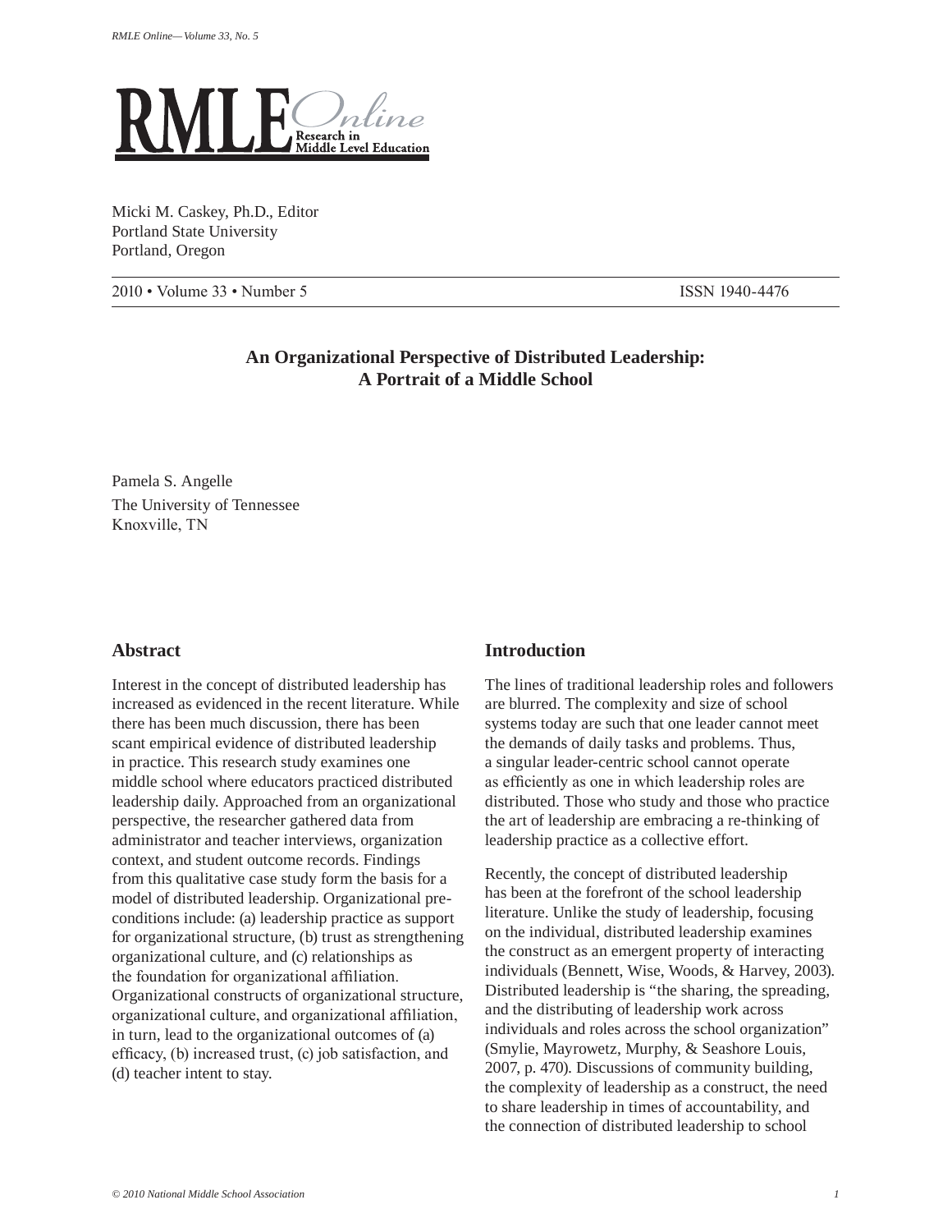# RMLE Online — Research in Middle Level Education

Micki M. Caskey, Ph.D., Editor
Portland State University
Portland, Oregon

2010 • Volume 33 • Number 5 ISSN 1940-4476

## An Organizational Perspective of Distributed Leadership: A Portrait of a Middle School

Pamela S. Angelle
The University of Tennessee
Knoxville, TN

### Abstract

Interest in the concept of distributed leadership has increased as evidenced in the recent literature. While there has been much discussion, there has been scant empirical evidence of distributed leadership in practice. This research study examines one middle school where educators practiced distributed leadership daily. Approached from an organizational perspective, the researcher gathered data from administrator and teacher interviews, organization context, and student outcome records. Findings from this qualitative case study form the basis for a model of distributed leadership. Organizational pre-conditions include: (a) leadership practice as support for organizational structure, (b) trust as strengthening organizational culture, and (c) relationships as the foundation for organizational affiliation. Organizational constructs of organizational structure, organizational culture, and organizational affiliation, in turn, lead to the organizational outcomes of (a) efficacy, (b) increased trust, (c) job satisfaction, and (d) teacher intent to stay.

### Introduction

The lines of traditional leadership roles and followers are blurred. The complexity and size of school systems today are such that one leader cannot meet the demands of daily tasks and problems. Thus, a singular leader-centric school cannot operate as efficiently as one in which leadership roles are distributed. Those who study and those who practice the art of leadership are embracing a re-thinking of leadership practice as a collective effort.

Recently, the concept of distributed leadership has been at the forefront of the school leadership literature. Unlike the study of leadership, focusing on the individual, distributed leadership examines the construct as an emergent property of interacting individuals (Bennett, Wise, Woods, & Harvey, 2003). Distributed leadership is "the sharing, the spreading, and the distributing of leadership work across individuals and roles across the school organization" (Smylie, Mayrowetz, Murphy, & Seashore Louis, 2007, p. 470). Discussions of community building, the complexity of leadership as a construct, the need to share leadership in times of accountability, and the connection of distributed leadership to school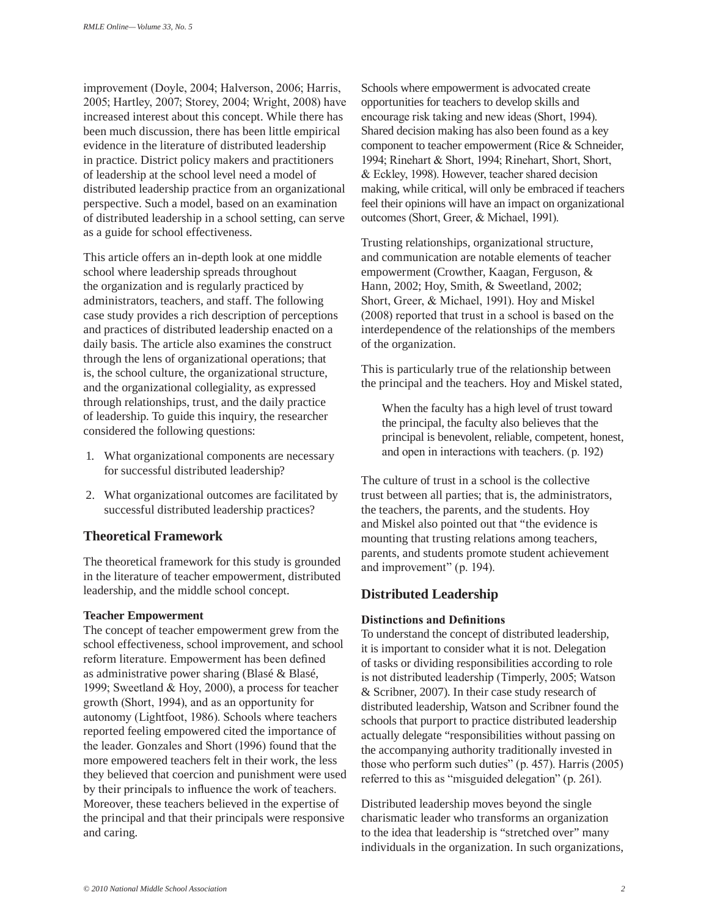improvement (Doyle, 2004; Halverson, 2006; Harris, 2005; Hartley, 2007; Storey, 2004; Wright, 2008) have increased interest about this concept. While there has been much discussion, there has been little empirical evidence in the literature of distributed leadership in practice. District policy makers and practitioners of leadership at the school level need a model of distributed leadership practice from an organizational perspective. Such a model, based on an examination of distributed leadership in a school setting, can serve as a guide for school effectiveness.

This article offers an in-depth look at one middle school where leadership spreads throughout the organization and is regularly practiced by administrators, teachers, and staff. The following case study provides a rich description of perceptions and practices of distributed leadership enacted on a daily basis. The article also examines the construct through the lens of organizational operations; that is, the school culture, the organizational structure, and the organizational collegiality, as expressed through relationships, trust, and the daily practice of leadership. To guide this inquiry, the researcher considered the following questions:

1. What organizational components are necessary for successful distributed leadership?
2. What organizational outcomes are facilitated by successful distributed leadership practices?

## Theoretical Framework

The theoretical framework for this study is grounded in the literature of teacher empowerment, distributed leadership, and the middle school concept.

### Teacher Empowerment

The concept of teacher empowerment grew from the school effectiveness, school improvement, and school reform literature. Empowerment has been defined as administrative power sharing (Blasé & Blasé, 1999; Sweetland & Hoy, 2000), a process for teacher growth (Short, 1994), and as an opportunity for autonomy (Lightfoot, 1986). Schools where teachers reported feeling empowered cited the importance of the leader. Gonzales and Short (1996) found that the more empowered teachers felt in their work, the less they believed that coercion and punishment were used by their principals to influence the work of teachers. Moreover, these teachers believed in the expertise of the principal and that their principals were responsive and caring.

Schools where empowerment is advocated create opportunities for teachers to develop skills and encourage risk taking and new ideas (Short, 1994). Shared decision making has also been found as a key component to teacher empowerment (Rice & Schneider, 1994; Rinehart & Short, 1994; Rinehart, Short, Short, & Eckley, 1998). However, teacher shared decision making, while critical, will only be embraced if teachers feel their opinions will have an impact on organizational outcomes (Short, Greer, & Michael, 1991).

Trusting relationships, organizational structure, and communication are notable elements of teacher empowerment (Crowther, Kaagan, Ferguson, & Hann, 2002; Hoy, Smith, & Sweetland, 2002; Short, Greer, & Michael, 1991). Hoy and Miskel (2008) reported that trust in a school is based on the interdependence of the relationships of the members of the organization.

This is particularly true of the relationship between the principal and the teachers. Hoy and Miskel stated,

> When the faculty has a high level of trust toward the principal, the faculty also believes that the principal is benevolent, reliable, competent, honest, and open in interactions with teachers. (p. 192)

The culture of trust in a school is the collective trust between all parties; that is, the administrators, the teachers, the parents, and the students. Hoy and Miskel also pointed out that "the evidence is mounting that trusting relations among teachers, parents, and students promote student achievement and improvement" (p. 194).

## Distributed Leadership

### Distinctions and Definitions

To understand the concept of distributed leadership, it is important to consider what it is not. Delegation of tasks or dividing responsibilities according to role is not distributed leadership (Timperly, 2005; Watson & Scribner, 2007). In their case study research of distributed leadership, Watson and Scribner found the schools that purport to practice distributed leadership actually delegate "responsibilities without passing on the accompanying authority traditionally invested in those who perform such duties" (p. 457). Harris (2005) referred to this as "misguided delegation" (p. 261).

Distributed leadership moves beyond the single charismatic leader who transforms an organization to the idea that leadership is "stretched over" many individuals in the organization. In such organizations,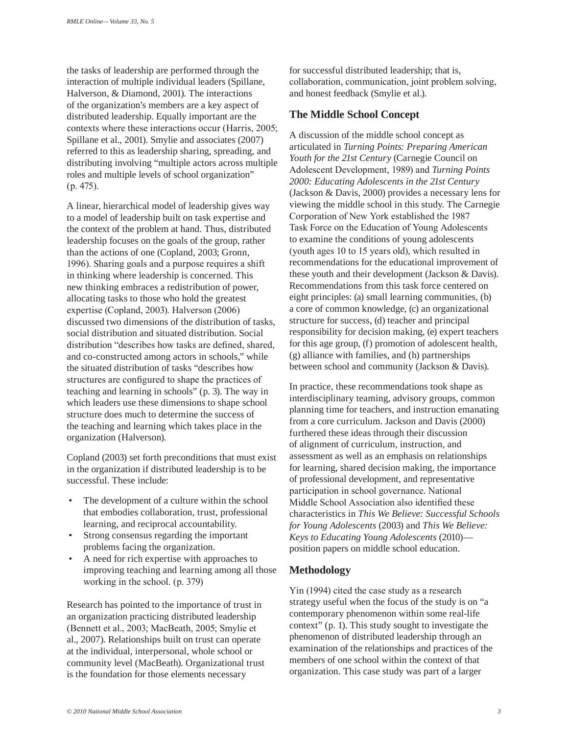the tasks of leadership are performed through the interaction of multiple individual leaders (Spillane, Halverson, & Diamond, 2001). The interactions of the organization's members are a key aspect of distributed leadership. Equally important are the contexts where these interactions occur (Harris, 2005; Spillane et al., 2001). Smylie and associates (2007) referred to this as leadership sharing, spreading, and distributing involving "multiple actors across multiple roles and multiple levels of school organization" (p. 475).

A linear, hierarchical model of leadership gives way to a model of leadership built on task expertise and the context of the problem at hand. Thus, distributed leadership focuses on the goals of the group, rather than the actions of one (Copland, 2003; Gronn, 1996). Sharing goals and a purpose requires a shift in thinking where leadership is concerned. This new thinking embraces a redistribution of power, allocating tasks to those who hold the greatest expertise (Copland, 2003). Halverson (2006) discussed two dimensions of the distribution of tasks, social distribution and situated distribution. Social distribution "describes how tasks are defined, shared, and co-constructed among actors in schools," while the situated distribution of tasks "describes how structures are configured to shape the practices of teaching and learning in schools" (p. 3). The way in which leaders use these dimensions to shape school structure does much to determine the success of the teaching and learning which takes place in the organization (Halverson).

Copland (2003) set forth preconditions that must exist in the organization if distributed leadership is to be successful. These include:

- The development of a culture within the school that embodies collaboration, trust, professional learning, and reciprocal accountability.
- Strong consensus regarding the important problems facing the organization.
- A need for rich expertise with approaches to improving teaching and learning among all those working in the school. (p. 379)

Research has pointed to the importance of trust in an organization practicing distributed leadership (Bennett et al., 2003; MacBeath, 2005; Smylie et al., 2007). Relationships built on trust can operate at the individual, interpersonal, whole school or community level (MacBeath). Organizational trust is the foundation for those elements necessary for successful distributed leadership; that is, collaboration, communication, joint problem solving, and honest feedback (Smylie et al.).

## The Middle School Concept

A discussion of the middle school concept as articulated in *Turning Points: Preparing American Youth for the 21st Century* (Carnegie Council on Adolescent Development, 1989) and *Turning Points 2000: Educating Adolescents in the 21st Century* (Jackson & Davis, 2000) provides a necessary lens for viewing the middle school in this study. The Carnegie Corporation of New York established the 1987 Task Force on the Education of Young Adolescents to examine the conditions of young adolescents (youth ages 10 to 15 years old), which resulted in recommendations for the educational improvement of these youth and their development (Jackson & Davis). Recommendations from this task force centered on eight principles: (a) small learning communities, (b) a core of common knowledge, (c) an organizational structure for success, (d) teacher and principal responsibility for decision making, (e) expert teachers for this age group, (f) promotion of adolescent health, (g) alliance with families, and (h) partnerships between school and community (Jackson & Davis).

In practice, these recommendations took shape as interdisciplinary teaming, advisory groups, common planning time for teachers, and instruction emanating from a core curriculum. Jackson and Davis (2000) furthered these ideas through their discussion of alignment of curriculum, instruction, and assessment as well as an emphasis on relationships for learning, shared decision making, the importance of professional development, and representative participation in school governance. National Middle School Association also identified these characteristics in *This We Believe: Successful Schools for Young Adolescents* (2003) and *This We Believe: Keys to Educating Young Adolescents* (2010)—position papers on middle school education.

## Methodology

Yin (1994) cited the case study as a research strategy useful when the focus of the study is on "a contemporary phenomenon within some real-life context" (p. 1). This study sought to investigate the phenomenon of distributed leadership through an examination of the relationships and practices of the members of one school within the context of that organization. This case study was part of a larger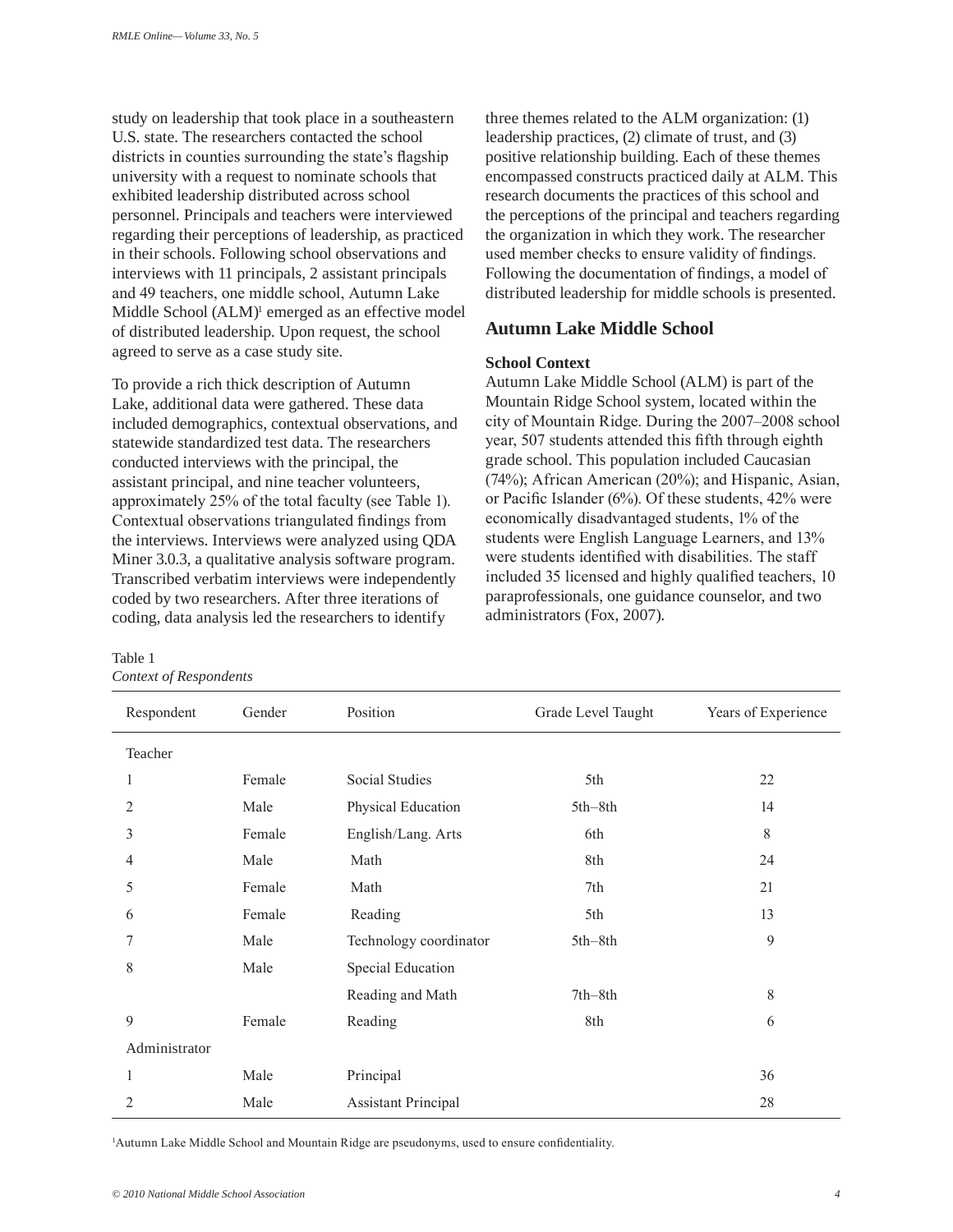study on leadership that took place in a southeastern U.S. state. The researchers contacted the school districts in counties surrounding the state's flagship university with a request to nominate schools that exhibited leadership distributed across school personnel. Principals and teachers were interviewed regarding their perceptions of leadership, as practiced in their schools. Following school observations and interviews with 11 principals, 2 assistant principals and 49 teachers, one middle school, Autumn Lake Middle School (ALM)[1] emerged as an effective model of distributed leadership. Upon request, the school agreed to serve as a case study site.

To provide a rich thick description of Autumn Lake, additional data were gathered. These data included demographics, contextual observations, and statewide standardized test data. The researchers conducted interviews with the principal, the assistant principal, and nine teacher volunteers, approximately 25% of the total faculty (see Table 1). Contextual observations triangulated findings from the interviews. Interviews were analyzed using QDA Miner 3.0.3, a qualitative analysis software program. Transcribed verbatim interviews were independently coded by two researchers. After three iterations of coding, data analysis led the researchers to identify three themes related to the ALM organization: (1) leadership practices, (2) climate of trust, and (3) positive relationship building. Each of these themes encompassed constructs practiced daily at ALM. This research documents the practices of this school and the perceptions of the principal and teachers regarding the organization in which they work. The researcher used member checks to ensure validity of findings. Following the documentation of findings, a model of distributed leadership for middle schools is presented.

## Autumn Lake Middle School

### School Context

Autumn Lake Middle School (ALM) is part of the Mountain Ridge School system, located within the city of Mountain Ridge. During the 2007–2008 school year, 507 students attended this fifth through eighth grade school. This population included Caucasian (74%); African American (20%); and Hispanic, Asian, or Pacific Islander (6%). Of these students, 42% were economically disadvantaged students, 1% of the students were English Language Learners, and 13% were students identified with disabilities. The staff included 35 licensed and highly qualified teachers, 10 paraprofessionals, one guidance counselor, and two administrators (Fox, 2007).

Table 1
*Context of Respondents*

| Respondent | Gender | Position | Grade Level Taught | Years of Experience |
|---|---|---|---|---|
| Teacher | | | | |
| 1 | Female | Social Studies | 5th | 22 |
| 2 | Male | Physical Education | 5th–8th | 14 |
| 3 | Female | English/Lang. Arts | 6th | 8 |
| 4 | Male | Math | 8th | 24 |
| 5 | Female | Math | 7th | 21 |
| 6 | Female | Reading | 5th | 13 |
| 7 | Male | Technology coordinator | 5th–8th | 9 |
| 8 | Male | Special Education Reading and Math | 7th–8th | 8 |
| 9 | Female | Reading | 8th | 6 |
| Administrator | | | | |
| 1 | Male | Principal | | 36 |
| 2 | Male | Assistant Principal | | 28 |

[1]Autumn Lake Middle School and Mountain Ridge are pseudonyms, used to ensure confidentiality.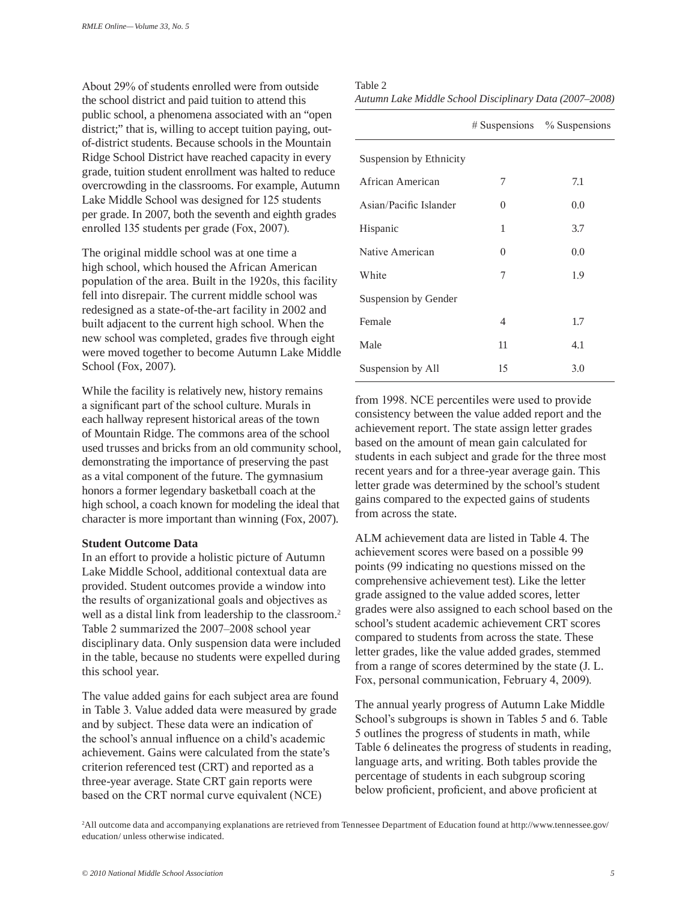About 29% of students enrolled were from outside the school district and paid tuition to attend this public school, a phenomena associated with an "open district;" that is, willing to accept tuition paying, out-of-district students. Because schools in the Mountain Ridge School District have reached capacity in every grade, tuition student enrollment was halted to reduce overcrowding in the classrooms. For example, Autumn Lake Middle School was designed for 125 students per grade. In 2007, both the seventh and eighth grades enrolled 135 students per grade (Fox, 2007).

The original middle school was at one time a high school, which housed the African American population of the area. Built in the 1920s, this facility fell into disrepair. The current middle school was redesigned as a state-of-the-art facility in 2002 and built adjacent to the current high school. When the new school was completed, grades five through eight were moved together to become Autumn Lake Middle School (Fox, 2007).

While the facility is relatively new, history remains a significant part of the school culture. Murals in each hallway represent historical areas of the town of Mountain Ridge. The commons area of the school used trusses and bricks from an old community school, demonstrating the importance of preserving the past as a vital component of the future. The gymnasium honors a former legendary basketball coach at the high school, a coach known for modeling the ideal that character is more important than winning (Fox, 2007).

**Student Outcome Data**

In an effort to provide a holistic picture of Autumn Lake Middle School, additional contextual data are provided. Student outcomes provide a window into the results of organizational goals and objectives as well as a distal link from leadership to the classroom.[2] Table 2 summarized the 2007–2008 school year disciplinary data. Only suspension data were included in the table, because no students were expelled during this school year.

Table 2
*Autumn Lake Middle School Disciplinary Data (2007–2008)*

| | # Suspensions | % Suspensions |
|---|---|---|
| Suspension by Ethnicity | | |
| African American | 7 | 7.1 |
| Asian/Pacific Islander | 0 | 0.0 |
| Hispanic | 1 | 3.7 |
| Native American | 0 | 0.0 |
| White | 7 | 1.9 |
| Suspension by Gender | | |
| Female | 4 | 1.7 |
| Male | 11 | 4.1 |
| Suspension by All | 15 | 3.0 |

The value added gains for each subject area are found in Table 3. Value added data were measured by grade and by subject. These data were an indication of the school's annual influence on a child's academic achievement. Gains were calculated from the state's criterion referenced test (CRT) and reported as a three-year average. State CRT gain reports were based on the CRT normal curve equivalent (NCE) from 1998. NCE percentiles were used to provide consistency between the value added report and the achievement report. The state assign letter grades based on the amount of mean gain calculated for students in each subject and grade for the three most recent years and for a three-year average gain. This letter grade was determined by the school's student gains compared to the expected gains of students from across the state.

ALM achievement data are listed in Table 4. The achievement scores were based on a possible 99 points (99 indicating no questions missed on the comprehensive achievement test). Like the letter grade assigned to the value added scores, letter grades were also assigned to each school based on the school's student academic achievement CRT scores compared to students from across the state. These letter grades, like the value added grades, stemmed from a range of scores determined by the state (J. L. Fox, personal communication, February 4, 2009).

The annual yearly progress of Autumn Lake Middle School's subgroups is shown in Tables 5 and 6. Table 5 outlines the progress of students in math, while Table 6 delineates the progress of students in reading, language arts, and writing. Both tables provide the percentage of students in each subgroup scoring below proficient, proficient, and above proficient at

[2] All outcome data and accompanying explanations are retrieved from Tennessee Department of Education found at http://www.tennessee.gov/education/ unless otherwise indicated.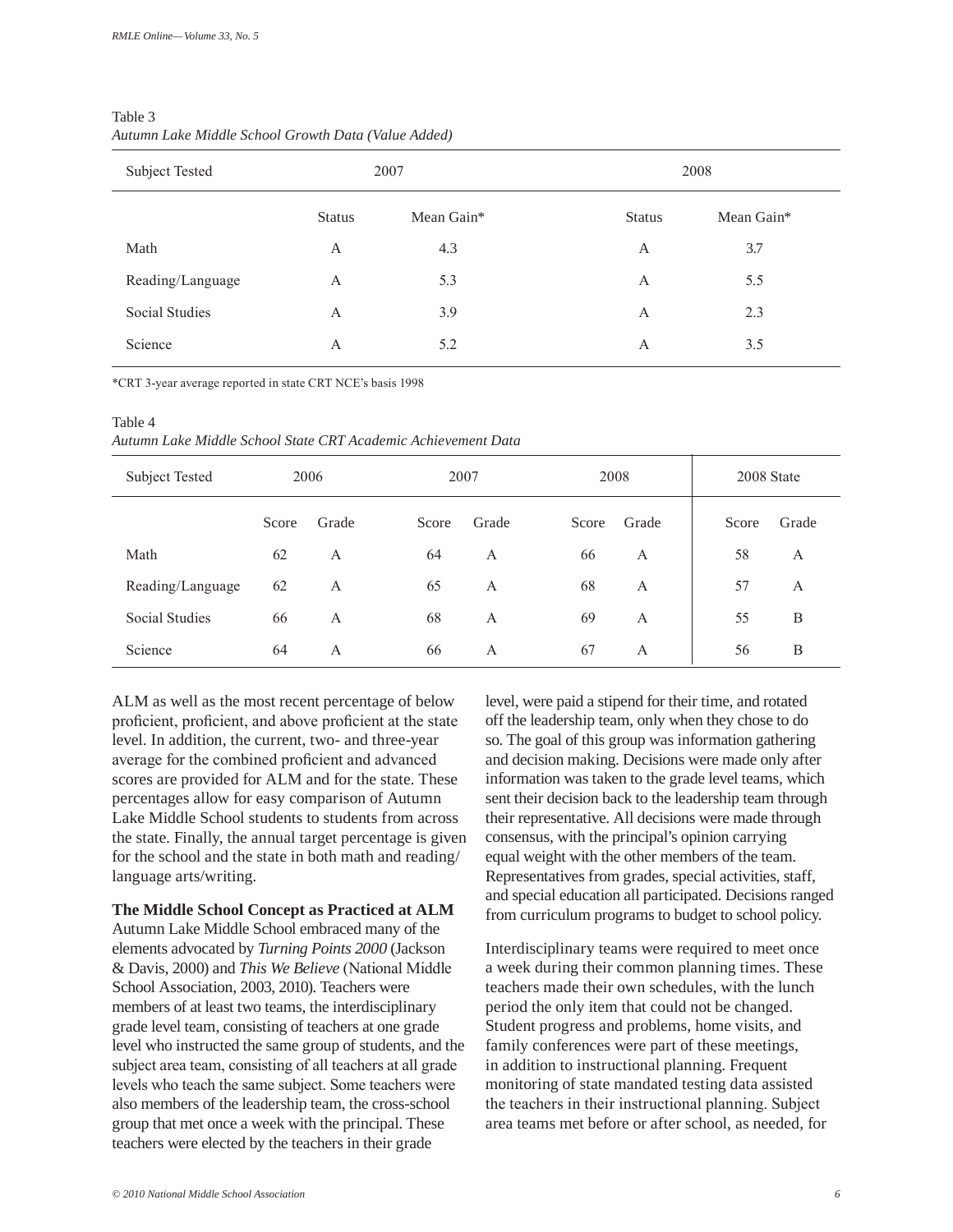Table 3
*Autumn Lake Middle School Growth Data (Value Added)*

| Subject Tested | 2007 | | 2008 | |
|---|---|---|---|---|
| | Status | Mean Gain* | Status | Mean Gain* |
| Math | A | 4.3 | A | 3.7 |
| Reading/Language | A | 5.3 | A | 5.5 |
| Social Studies | A | 3.9 | A | 2.3 |
| Science | A | 5.2 | A | 3.5 |

*CRT 3-year average reported in state CRT NCE's basis 1998

Table 4
*Autumn Lake Middle School State CRT Academic Achievement Data*

| Subject Tested | 2006 | | 2007 | | 2008 | | 2008 State | |
|---|---|---|---|---|---|---|---|---|
| | Score | Grade | Score | Grade | Score | Grade | Score | Grade |
| Math | 62 | A | 64 | A | 66 | A | 58 | A |
| Reading/Language | 62 | A | 65 | A | 68 | A | 57 | A |
| Social Studies | 66 | A | 68 | A | 69 | A | 55 | B |
| Science | 64 | A | 66 | A | 67 | A | 56 | B |

ALM as well as the most recent percentage of below proficient, proficient, and above proficient at the state level. In addition, the current, two- and three-year average for the combined proficient and advanced scores are provided for ALM and for the state. These percentages allow for easy comparison of Autumn Lake Middle School students to students from across the state. Finally, the annual target percentage is given for the school and the state in both math and reading/language arts/writing.

**The Middle School Concept as Practiced at ALM**

Autumn Lake Middle School embraced many of the elements advocated by *Turning Points 2000* (Jackson & Davis, 2000) and *This We Believe* (National Middle School Association, 2003, 2010). Teachers were members of at least two teams, the interdisciplinary grade level team, consisting of teachers at one grade level who instructed the same group of students, and the subject area team, consisting of all teachers at all grade levels who teach the same subject. Some teachers were also members of the leadership team, the cross-school group that met once a week with the principal. These teachers were elected by the teachers in their grade level, were paid a stipend for their time, and rotated off the leadership team, only when they chose to do so. The goal of this group was information gathering and decision making. Decisions were made only after information was taken to the grade level teams, which sent their decision back to the leadership team through their representative. All decisions were made through consensus, with the principal's opinion carrying equal weight with the other members of the team. Representatives from grades, special activities, staff, and special education all participated. Decisions ranged from curriculum programs to budget to school policy.

Interdisciplinary teams were required to meet once a week during their common planning times. These teachers made their own schedules, with the lunch period the only item that could not be changed. Student progress and problems, home visits, and family conferences were part of these meetings, in addition to instructional planning. Frequent monitoring of state mandated testing data assisted the teachers in their instructional planning. Subject area teams met before or after school, as needed, for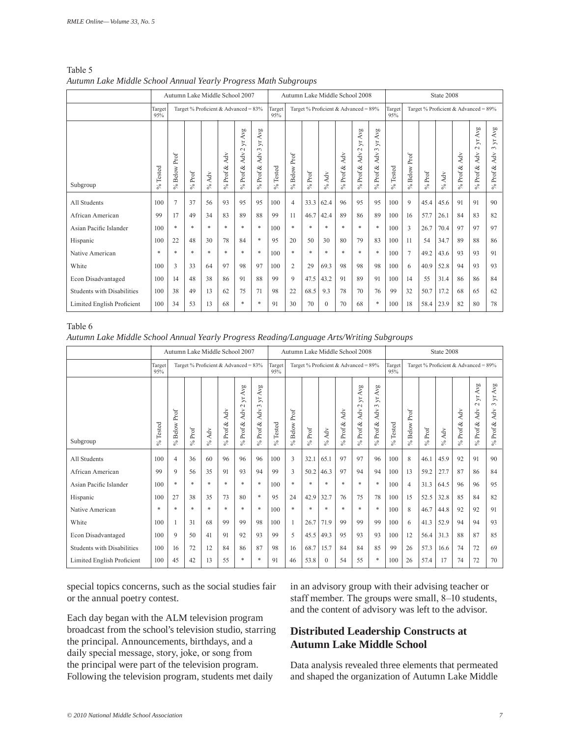Table 5

*Autumn Lake Middle School Annual Yearly Progress Math Subgroups*

| | Autumn Lake Middle School 2007 | | | | | | | Autumn Lake Middle School 2008 | | | | | | | State 2008 | | | | | | |
|---|---|---|---|---|---|---|---|---|---|---|---|---|---|---|---|---|---|---|---|---|---|
| | Target 95% | Target % Proficient & Advanced = 83% | | | | | | Target 95% | Target % Proficient & Advanced = 89% | | | | | | Target 95% | Target % Proficient & Advanced = 89% | | | | | |
| Subgroup | % Tested | % Below Prof | % Prof | % Adv | % Prof & Adv | % Prof & Adv 2 yr Avg | % Prof & Adv 3 yr Avg | % Tested | % Below Prof | % Prof | % Adv | % Prof & Adv | % Prof & Adv 2 yr Avg | % Prof & Adv 3 yr Avg | % Tested | % Below Prof | % Prof | % Adv | % Prof & Adv | % Prof & Adv 2 yr Avg | % Prof & Adv 3 yr Avg |
| All Students | 100 | 7 | 37 | 56 | 93 | 95 | 95 | 100 | 4 | 33.3 | 62.4 | 96 | 95 | 95 | 100 | 9 | 45.4 | 45.6 | 91 | 91 | 90 |
| African American | 99 | 17 | 49 | 34 | 83 | 89 | 88 | 99 | 11 | 46.7 | 42.4 | 89 | 86 | 89 | 100 | 16 | 57.7 | 26.1 | 84 | 83 | 82 |
| Asian Pacific Islander | 100 | * | * | * | * | * | * | 100 | * | * | * | * | * | * | 100 | 3 | 26.7 | 70.4 | 97 | 97 | 97 |
| Hispanic | 100 | 22 | 48 | 30 | 78 | 84 | * | 95 | 20 | 50 | 30 | 80 | 79 | 83 | 100 | 11 | 54 | 34.7 | 89 | 88 | 86 |
| Native American | * | * | * | * | * | * | * | 100 | * | * | * | * | * | * | 100 | 7 | 49.2 | 43.6 | 93 | 93 | 91 |
| White | 100 | 3 | 33 | 64 | 97 | 98 | 97 | 100 | 2 | 29 | 69.3 | 98 | 98 | 98 | 100 | 6 | 40.9 | 52.8 | 94 | 93 | 93 |
| Econ Disadvantaged | 100 | 14 | 48 | 38 | 86 | 91 | 88 | 99 | 9 | 47.5 | 43.2 | 91 | 89 | 91 | 100 | 14 | 55 | 31.4 | 86 | 86 | 84 |
| Students with Disabilities | 100 | 38 | 49 | 13 | 62 | 75 | 71 | 98 | 22 | 68.5 | 9.3 | 78 | 70 | 76 | 99 | 32 | 50.7 | 17.2 | 68 | 65 | 62 |
| Limited English Proficient | 100 | 34 | 53 | 13 | 68 | * | * | 91 | 30 | 70 | 0 | 70 | 68 | * | 100 | 18 | 58.4 | 23.9 | 82 | 80 | 78 |

Table 6

*Autumn Lake Middle School Annual Yearly Progress Reading/Language Arts/Writing Subgroups*

| | Autumn Lake Middle School 2007 | | | | | | | Autumn Lake Middle School 2008 | | | | | | | State 2008 | | | | | | |
|---|---|---|---|---|---|---|---|---|---|---|---|---|---|---|---|---|---|---|---|---|---|
| | Target 95% | Target % Proficient & Advanced = 83% | | | | | | Target 95% | Target % Proficient & Advanced = 89% | | | | | | Target 95% | Target % Proficient & Advanced = 89% | | | | | |
| Subgroup | % Tested | % Below Prof | % Prof | % Adv | % Prof & Adv | % Prof & Adv 2 yr Avg | % Prof & Adv 3 yr Avg | % Tested | % Below Prof | % Prof | % Adv | % Prof & Adv | % Prof & Adv 2 yr Avg | % Prof & Adv 3 yr Avg | % Tested | % Below Prof | % Prof | % Adv | % Prof & Adv | % Prof & Adv 2 yr Avg | % Prof & Adv 3 yr Avg |
| All Students | 100 | 4 | 36 | 60 | 96 | 96 | 96 | 100 | 3 | 32.1 | 65.1 | 97 | 97 | 96 | 100 | 8 | 46.1 | 45.9 | 92 | 91 | 90 |
| African American | 99 | 9 | 56 | 35 | 91 | 93 | 94 | 99 | 3 | 50.2 | 46.3 | 97 | 94 | 94 | 100 | 13 | 59.2 | 27.7 | 87 | 86 | 84 |
| Asian Pacific Islander | 100 | * | * | * | * | * | * | 100 | * | * | * | * | * | * | 100 | 4 | 31.3 | 64.5 | 96 | 96 | 95 |
| Hispanic | 100 | 27 | 38 | 35 | 73 | 80 | * | 95 | 24 | 42.9 | 32.7 | 76 | 75 | 78 | 100 | 15 | 52.5 | 32.8 | 85 | 84 | 82 |
| Native American | * | * | * | * | * | * | * | 100 | * | * | * | * | * | * | 100 | 8 | 46.7 | 44.8 | 92 | 92 | 91 |
| White | 100 | 1 | 31 | 68 | 99 | 99 | 98 | 100 | 1 | 26.7 | 71.9 | 99 | 99 | 99 | 100 | 6 | 41.3 | 52.9 | 94 | 94 | 93 |
| Econ Disadvantaged | 100 | 9 | 50 | 41 | 91 | 92 | 93 | 99 | 5 | 45.5 | 49.3 | 95 | 93 | 93 | 100 | 12 | 56.4 | 31.3 | 88 | 87 | 85 |
| Students with Disabilities | 100 | 16 | 72 | 12 | 84 | 86 | 87 | 98 | 16 | 68.7 | 15.7 | 84 | 84 | 85 | 99 | 26 | 57.3 | 16.6 | 74 | 72 | 69 |
| Limited English Proficient | 100 | 45 | 42 | 13 | 55 | * | * | 91 | 46 | 53.8 | 0 | 54 | 55 | * | 100 | 26 | 57.4 | 17 | 74 | 72 | 70 |

special topics concerns, such as the social studies fair or the annual poetry contest.

Each day began with the ALM television program broadcast from the school's television studio, starring the principal. Announcements, birthdays, and a daily special message, story, joke, or song from the principal were part of the television program. Following the television program, students met daily in an advisory group with their advising teacher or staff member. The groups were small, 8–10 students, and the content of advisory was left to the advisor.

## Distributed Leadership Constructs at Autumn Lake Middle School

Data analysis revealed three elements that permeated and shaped the organization of Autumn Lake Middle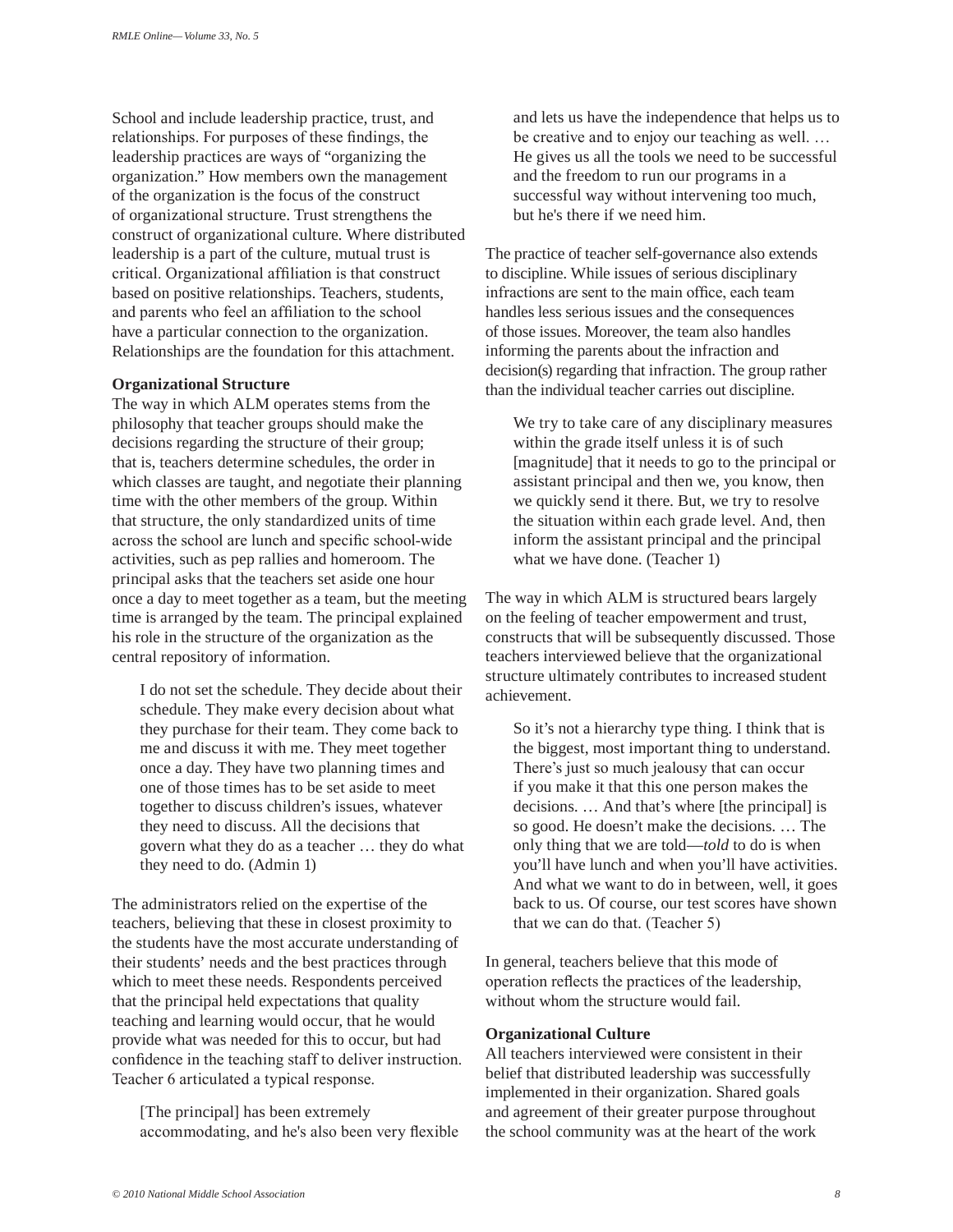School and include leadership practice, trust, and relationships. For purposes of these findings, the leadership practices are ways of "organizing the organization." How members own the management of the organization is the focus of the construct of organizational structure. Trust strengthens the construct of organizational culture. Where distributed leadership is a part of the culture, mutual trust is critical. Organizational affiliation is that construct based on positive relationships. Teachers, students, and parents who feel an affiliation to the school have a particular connection to the organization. Relationships are the foundation for this attachment.

**Organizational Structure**

The way in which ALM operates stems from the philosophy that teacher groups should make the decisions regarding the structure of their group; that is, teachers determine schedules, the order in which classes are taught, and negotiate their planning time with the other members of the group. Within that structure, the only standardized units of time across the school are lunch and specific school-wide activities, such as pep rallies and homeroom. The principal asks that the teachers set aside one hour once a day to meet together as a team, but the meeting time is arranged by the team. The principal explained his role in the structure of the organization as the central repository of information.

> I do not set the schedule. They decide about their schedule. They make every decision about what they purchase for their team. They come back to me and discuss it with me. They meet together once a day. They have two planning times and one of those times has to be set aside to meet together to discuss children's issues, whatever they need to discuss. All the decisions that govern what they do as a teacher … they do what they need to do. (Admin 1)

The administrators relied on the expertise of the teachers, believing that these in closest proximity to the students have the most accurate understanding of their students' needs and the best practices through which to meet these needs. Respondents perceived that the principal held expectations that quality teaching and learning would occur, that he would provide what was needed for this to occur, but had confidence in the teaching staff to deliver instruction. Teacher 6 articulated a typical response.

> [The principal] has been extremely accommodating, and he's also been very flexible and lets us have the independence that helps us to be creative and to enjoy our teaching as well. … He gives us all the tools we need to be successful and the freedom to run our programs in a successful way without intervening too much, but he's there if we need him.

The practice of teacher self-governance also extends to discipline. While issues of serious disciplinary infractions are sent to the main office, each team handles less serious issues and the consequences of those issues. Moreover, the team also handles informing the parents about the infraction and decision(s) regarding that infraction. The group rather than the individual teacher carries out discipline.

> We try to take care of any disciplinary measures within the grade itself unless it is of such [magnitude] that it needs to go to the principal or assistant principal and then we, you know, then we quickly send it there. But, we try to resolve the situation within each grade level. And, then inform the assistant principal and the principal what we have done. (Teacher 1)

The way in which ALM is structured bears largely on the feeling of teacher empowerment and trust, constructs that will be subsequently discussed. Those teachers interviewed believe that the organizational structure ultimately contributes to increased student achievement.

> So it's not a hierarchy type thing. I think that is the biggest, most important thing to understand. There's just so much jealousy that can occur if you make it that this one person makes the decisions. … And that's where [the principal] is so good. He doesn't make the decisions. … The only thing that we are told—*told* to do is when you'll have lunch and when you'll have activities. And what we want to do in between, well, it goes back to us. Of course, our test scores have shown that we can do that. (Teacher 5)

In general, teachers believe that this mode of operation reflects the practices of the leadership, without whom the structure would fail.

**Organizational Culture**

All teachers interviewed were consistent in their belief that distributed leadership was successfully implemented in their organization. Shared goals and agreement of their greater purpose throughout the school community was at the heart of the work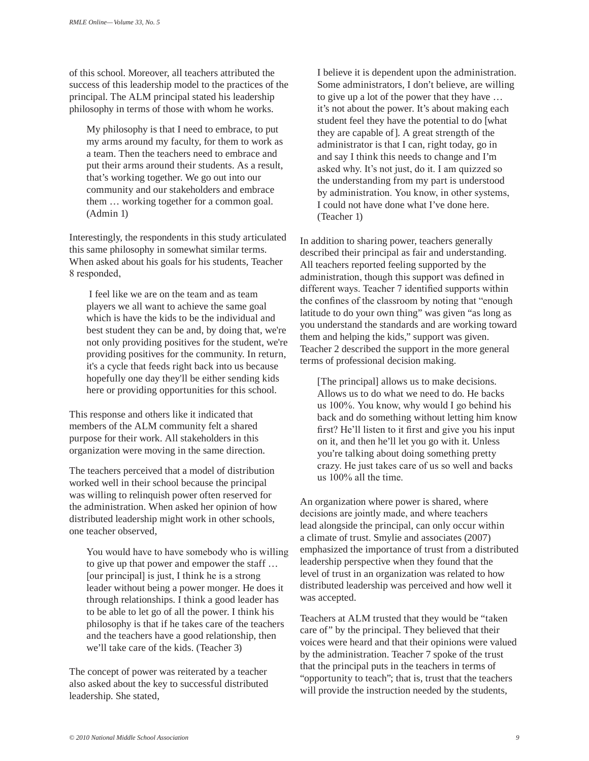of this school. Moreover, all teachers attributed the success of this leadership model to the practices of the principal. The ALM principal stated his leadership philosophy in terms of those with whom he works.

> My philosophy is that I need to embrace, to put my arms around my faculty, for them to work as a team. Then the teachers need to embrace and put their arms around their students. As a result, that's working together. We go out into our community and our stakeholders and embrace them … working together for a common goal. (Admin 1)

Interestingly, the respondents in this study articulated this same philosophy in somewhat similar terms. When asked about his goals for his students, Teacher 8 responded,

> I feel like we are on the team and as team players we all want to achieve the same goal which is have the kids to be the individual and best student they can be and, by doing that, we're not only providing positives for the student, we're providing positives for the community. In return, it's a cycle that feeds right back into us because hopefully one day they'll be either sending kids here or providing opportunities for this school.

This response and others like it indicated that members of the ALM community felt a shared purpose for their work. All stakeholders in this organization were moving in the same direction.

The teachers perceived that a model of distribution worked well in their school because the principal was willing to relinquish power often reserved for the administration. When asked her opinion of how distributed leadership might work in other schools, one teacher observed,

> You would have to have somebody who is willing to give up that power and empower the staff … [our principal] is just, I think he is a strong leader without being a power monger. He does it through relationships. I think a good leader has to be able to let go of all the power. I think his philosophy is that if he takes care of the teachers and the teachers have a good relationship, then we'll take care of the kids. (Teacher 3)

The concept of power was reiterated by a teacher also asked about the key to successful distributed leadership. She stated,

> I believe it is dependent upon the administration. Some administrators, I don't believe, are willing to give up a lot of the power that they have … it's not about the power. It's about making each student feel they have the potential to do [what they are capable of]. A great strength of the administrator is that I can, right today, go in and say I think this needs to change and I'm asked why. It's not just, do it. I am quizzed so the understanding from my part is understood by administration. You know, in other systems, I could not have done what I've done here. (Teacher 1)

In addition to sharing power, teachers generally described their principal as fair and understanding. All teachers reported feeling supported by the administration, though this support was defined in different ways. Teacher 7 identified supports within the confines of the classroom by noting that "enough latitude to do your own thing" was given "as long as you understand the standards and are working toward them and helping the kids," support was given. Teacher 2 described the support in the more general terms of professional decision making.

> [The principal] allows us to make decisions. Allows us to do what we need to do. He backs us 100%. You know, why would I go behind his back and do something without letting him know first? He'll listen to it first and give you his input on it, and then he'll let you go with it. Unless you're talking about doing something pretty crazy. He just takes care of us so well and backs us 100% all the time.

An organization where power is shared, where decisions are jointly made, and where teachers lead alongside the principal, can only occur within a climate of trust. Smylie and associates (2007) emphasized the importance of trust from a distributed leadership perspective when they found that the level of trust in an organization was related to how distributed leadership was perceived and how well it was accepted.

Teachers at ALM trusted that they would be "taken care of" by the principal. They believed that their voices were heard and that their opinions were valued by the administration. Teacher 7 spoke of the trust that the principal puts in the teachers in terms of "opportunity to teach"; that is, trust that the teachers will provide the instruction needed by the students,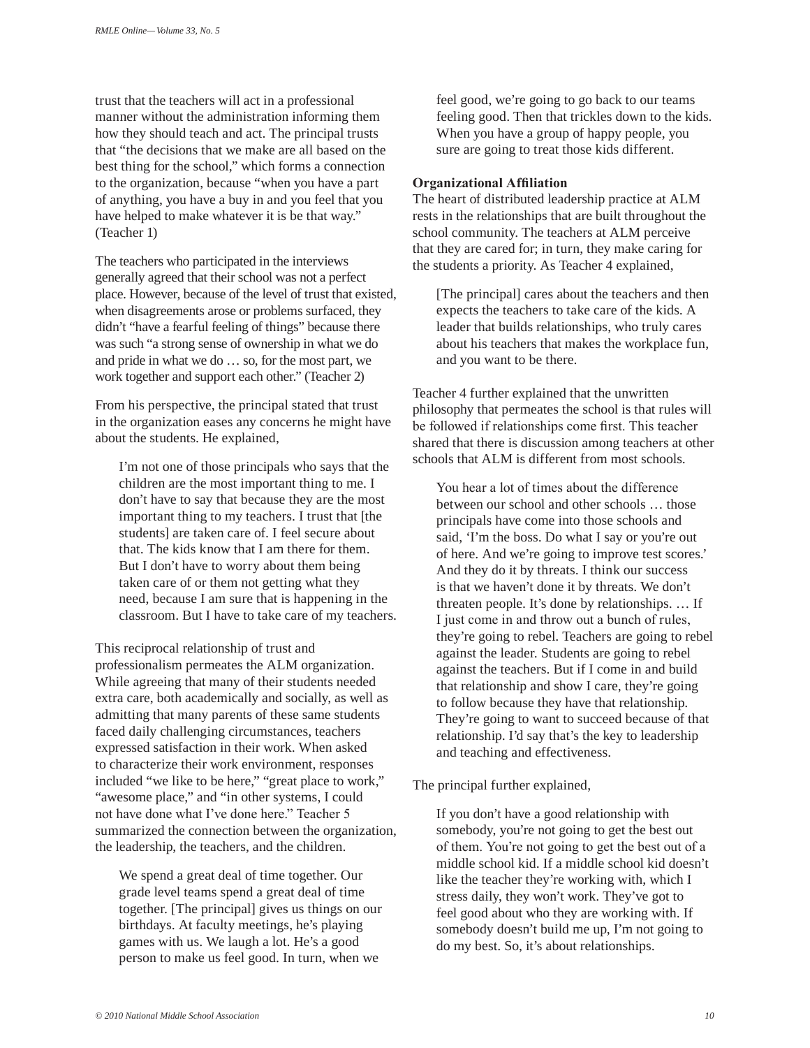trust that the teachers will act in a professional manner without the administration informing them how they should teach and act. The principal trusts that "the decisions that we make are all based on the best thing for the school," which forms a connection to the organization, because "when you have a part of anything, you have a buy in and you feel that you have helped to make whatever it is be that way." (Teacher 1)

The teachers who participated in the interviews generally agreed that their school was not a perfect place. However, because of the level of trust that existed, when disagreements arose or problems surfaced, they didn't "have a fearful feeling of things" because there was such "a strong sense of ownership in what we do and pride in what we do … so, for the most part, we work together and support each other." (Teacher 2)

From his perspective, the principal stated that trust in the organization eases any concerns he might have about the students. He explained,

> I'm not one of those principals who says that the children are the most important thing to me. I don't have to say that because they are the most important thing to my teachers. I trust that [the students] are taken care of. I feel secure about that. The kids know that I am there for them. But I don't have to worry about them being taken care of or them not getting what they need, because I am sure that is happening in the classroom. But I have to take care of my teachers.

This reciprocal relationship of trust and professionalism permeates the ALM organization. While agreeing that many of their students needed extra care, both academically and socially, as well as admitting that many parents of these same students faced daily challenging circumstances, teachers expressed satisfaction in their work. When asked to characterize their work environment, responses included "we like to be here," "great place to work," "awesome place," and "in other systems, I could not have done what I've done here." Teacher 5 summarized the connection between the organization, the leadership, the teachers, and the children.

> We spend a great deal of time together. Our grade level teams spend a great deal of time together. [The principal] gives us things on our birthdays. At faculty meetings, he's playing games with us. We laugh a lot. He's a good person to make us feel good. In turn, when we feel good, we're going to go back to our teams feeling good. Then that trickles down to the kids. When you have a group of happy people, you sure are going to treat those kids different.

**Organizational Affiliation**

The heart of distributed leadership practice at ALM rests in the relationships that are built throughout the school community. The teachers at ALM perceive that they are cared for; in turn, they make caring for the students a priority. As Teacher 4 explained,

> [The principal] cares about the teachers and then expects the teachers to take care of the kids. A leader that builds relationships, who truly cares about his teachers that makes the workplace fun, and you want to be there.

Teacher 4 further explained that the unwritten philosophy that permeates the school is that rules will be followed if relationships come first. This teacher shared that there is discussion among teachers at other schools that ALM is different from most schools.

> You hear a lot of times about the difference between our school and other schools … those principals have come into those schools and said, 'I'm the boss. Do what I say or you're out of here. And we're going to improve test scores.' And they do it by threats. I think our success is that we haven't done it by threats. We don't threaten people. It's done by relationships. … If I just come in and throw out a bunch of rules, they're going to rebel. Teachers are going to rebel against the leader. Students are going to rebel against the teachers. But if I come in and build that relationship and show I care, they're going to follow because they have that relationship. They're going to want to succeed because of that relationship. I'd say that's the key to leadership and teaching and effectiveness.

The principal further explained,

> If you don't have a good relationship with somebody, you're not going to get the best out of them. You're not going to get the best out of a middle school kid. If a middle school kid doesn't like the teacher they're working with, which I stress daily, they won't work. They've got to feel good about who they are working with. If somebody doesn't build me up, I'm not going to do my best. So, it's about relationships.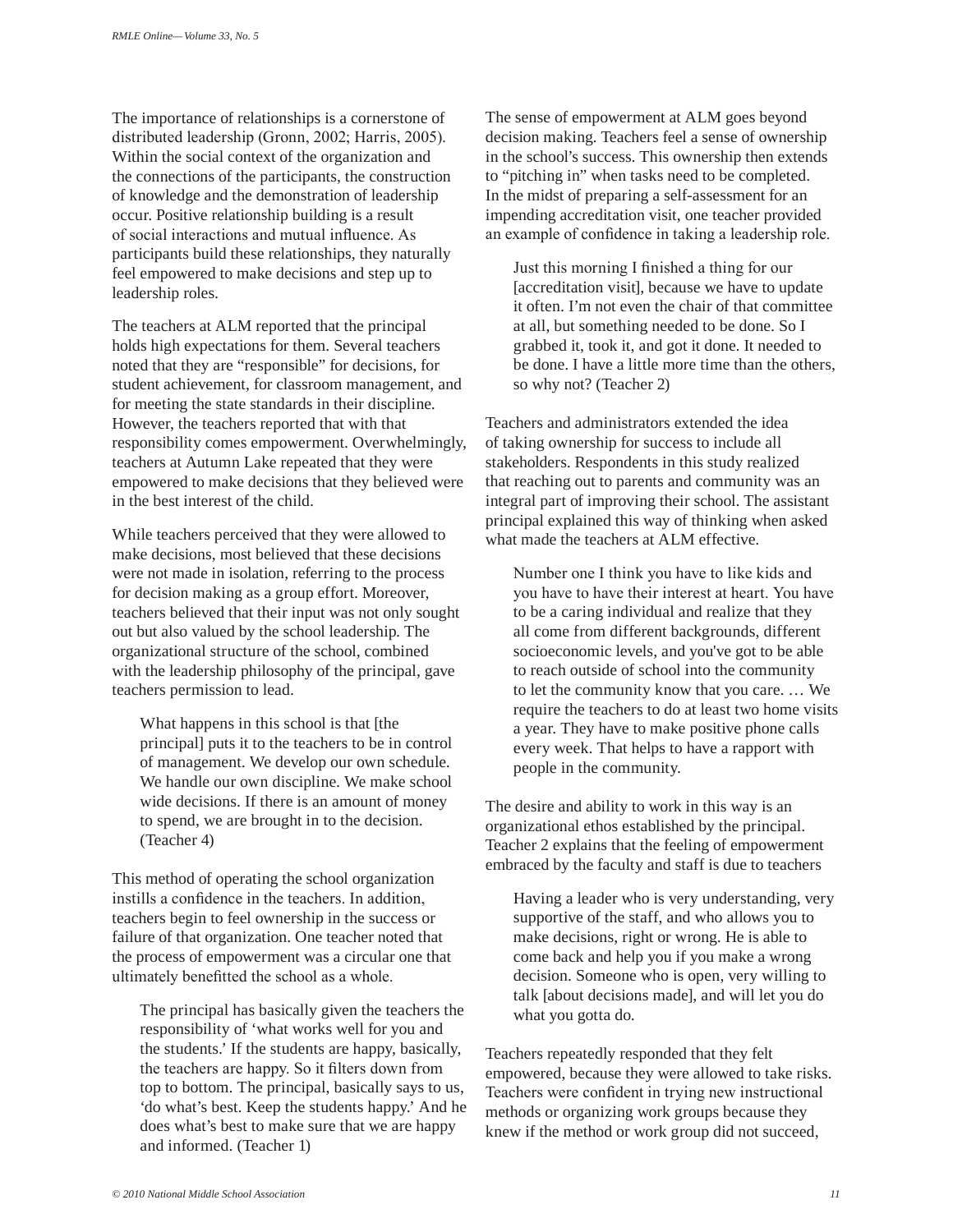The importance of relationships is a cornerstone of distributed leadership (Gronn, 2002; Harris, 2005). Within the social context of the organization and the connections of the participants, the construction of knowledge and the demonstration of leadership occur. Positive relationship building is a result of social interactions and mutual influence. As participants build these relationships, they naturally feel empowered to make decisions and step up to leadership roles.

The teachers at ALM reported that the principal holds high expectations for them. Several teachers noted that they are "responsible" for decisions, for student achievement, for classroom management, and for meeting the state standards in their discipline. However, the teachers reported that with that responsibility comes empowerment. Overwhelmingly, teachers at Autumn Lake repeated that they were empowered to make decisions that they believed were in the best interest of the child.

While teachers perceived that they were allowed to make decisions, most believed that these decisions were not made in isolation, referring to the process for decision making as a group effort. Moreover, teachers believed that their input was not only sought out but also valued by the school leadership. The organizational structure of the school, combined with the leadership philosophy of the principal, gave teachers permission to lead.

> What happens in this school is that [the principal] puts it to the teachers to be in control of management. We develop our own schedule. We handle our own discipline. We make school wide decisions. If there is an amount of money to spend, we are brought in to the decision. (Teacher 4)

This method of operating the school organization instills a confidence in the teachers. In addition, teachers begin to feel ownership in the success or failure of that organization. One teacher noted that the process of empowerment was a circular one that ultimately benefitted the school as a whole.

> The principal has basically given the teachers the responsibility of 'what works well for you and the students.' If the students are happy, basically, the teachers are happy. So it filters down from top to bottom. The principal, basically says to us, 'do what's best. Keep the students happy.' And he does what's best to make sure that we are happy and informed. (Teacher 1)

The sense of empowerment at ALM goes beyond decision making. Teachers feel a sense of ownership in the school's success. This ownership then extends to "pitching in" when tasks need to be completed. In the midst of preparing a self-assessment for an impending accreditation visit, one teacher provided an example of confidence in taking a leadership role.

> Just this morning I finished a thing for our [accreditation visit], because we have to update it often. I'm not even the chair of that committee at all, but something needed to be done. So I grabbed it, took it, and got it done. It needed to be done. I have a little more time than the others, so why not? (Teacher 2)

Teachers and administrators extended the idea of taking ownership for success to include all stakeholders. Respondents in this study realized that reaching out to parents and community was an integral part of improving their school. The assistant principal explained this way of thinking when asked what made the teachers at ALM effective.

> Number one I think you have to like kids and you have to have their interest at heart. You have to be a caring individual and realize that they all come from different backgrounds, different socioeconomic levels, and you've got to be able to reach outside of school into the community to let the community know that you care. … We require the teachers to do at least two home visits a year. They have to make positive phone calls every week. That helps to have a rapport with people in the community.

The desire and ability to work in this way is an organizational ethos established by the principal. Teacher 2 explains that the feeling of empowerment embraced by the faculty and staff is due to teachers

> Having a leader who is very understanding, very supportive of the staff, and who allows you to make decisions, right or wrong. He is able to come back and help you if you make a wrong decision. Someone who is open, very willing to talk [about decisions made], and will let you do what you gotta do.

Teachers repeatedly responded that they felt empowered, because they were allowed to take risks. Teachers were confident in trying new instructional methods or organizing work groups because they knew if the method or work group did not succeed,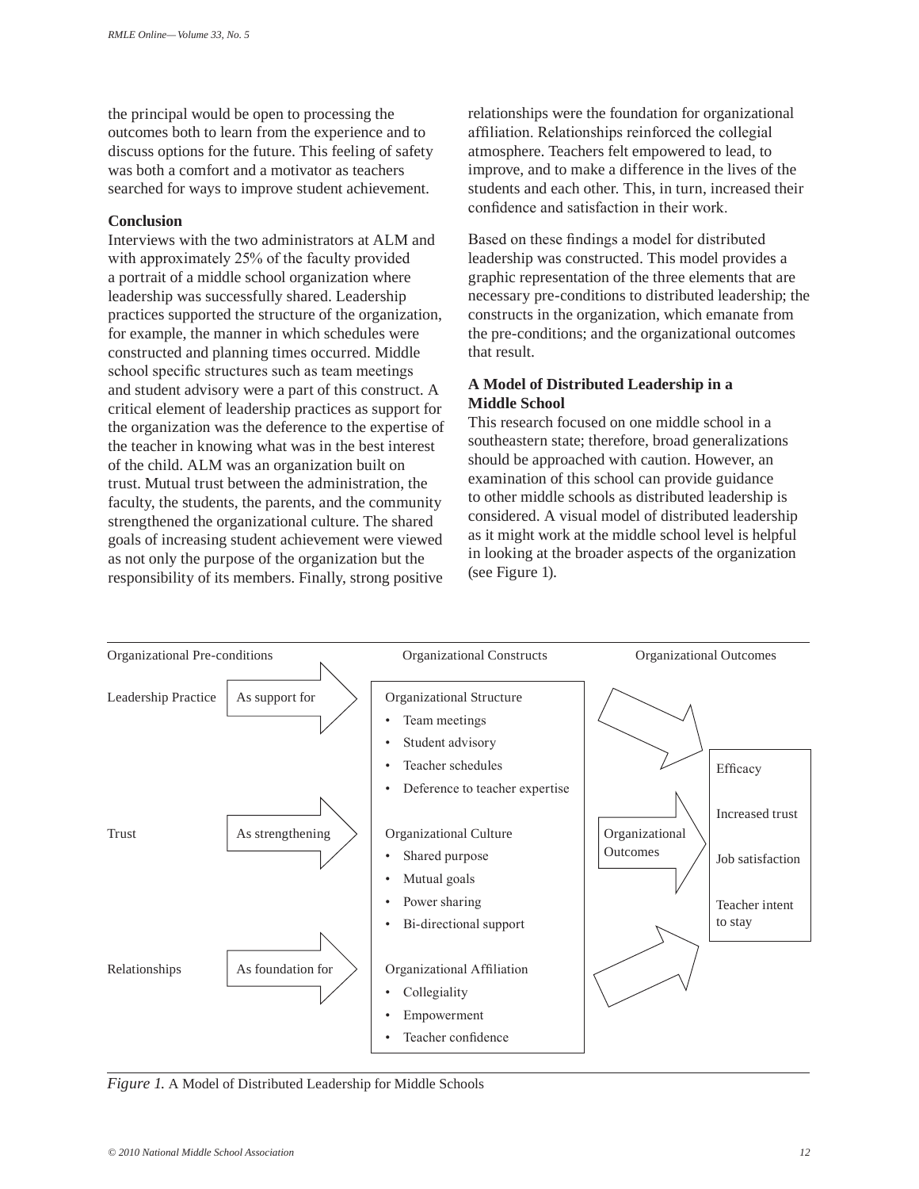the principal would be open to processing the outcomes both to learn from the experience and to discuss options for the future. This feeling of safety was both a comfort and a motivator as teachers searched for ways to improve student achievement.

**Conclusion**

Interviews with the two administrators at ALM and with approximately 25% of the faculty provided a portrait of a middle school organization where leadership was successfully shared. Leadership practices supported the structure of the organization, for example, the manner in which schedules were constructed and planning times occurred. Middle school specific structures such as team meetings and student advisory were a part of this construct. A critical element of leadership practices as support for the organization was the deference to the expertise of the teacher in knowing what was in the best interest of the child. ALM was an organization built on trust. Mutual trust between the administration, the faculty, the students, the parents, and the community strengthened the organizational culture. The shared goals of increasing student achievement were viewed as not only the purpose of the organization but the responsibility of its members. Finally, strong positive relationships were the foundation for organizational affiliation. Relationships reinforced the collegial atmosphere. Teachers felt empowered to lead, to improve, and to make a difference in the lives of the students and each other. This, in turn, increased their confidence and satisfaction in their work.

Based on these findings a model for distributed leadership was constructed. This model provides a graphic representation of the three elements that are necessary pre-conditions to distributed leadership; the constructs in the organization, which emanate from the pre-conditions; and the organizational outcomes that result.

**A Model of Distributed Leadership in a Middle School**

This research focused on one middle school in a southeastern state; therefore, broad generalizations should be approached with caution. However, an examination of this school can provide guidance to other middle schools as distributed leadership is considered. A visual model of distributed leadership as it might work at the middle school level is helpful in looking at the broader aspects of the organization (see Figure 1).

Organizational Pre-conditions
Organizational Constructs
Organizational Outcomes

Leadership Practice
As support for
Organizational Structure
- Team meetings
- Student advisory
- Teacher schedules
- Deference to teacher expertise

Trust
As strengthening
Organizational Culture
- Shared purpose
- Mutual goals
- Power sharing
- Bi-directional support

Relationships
As foundation for
Organizational Affiliation
- Collegiality
- Empowerment
- Teacher confidence

Organizational Outcomes

Efficacy
Increased trust
Job satisfaction
Teacher intent to stay

*Figure 1.* A Model of Distributed Leadership for Middle Schools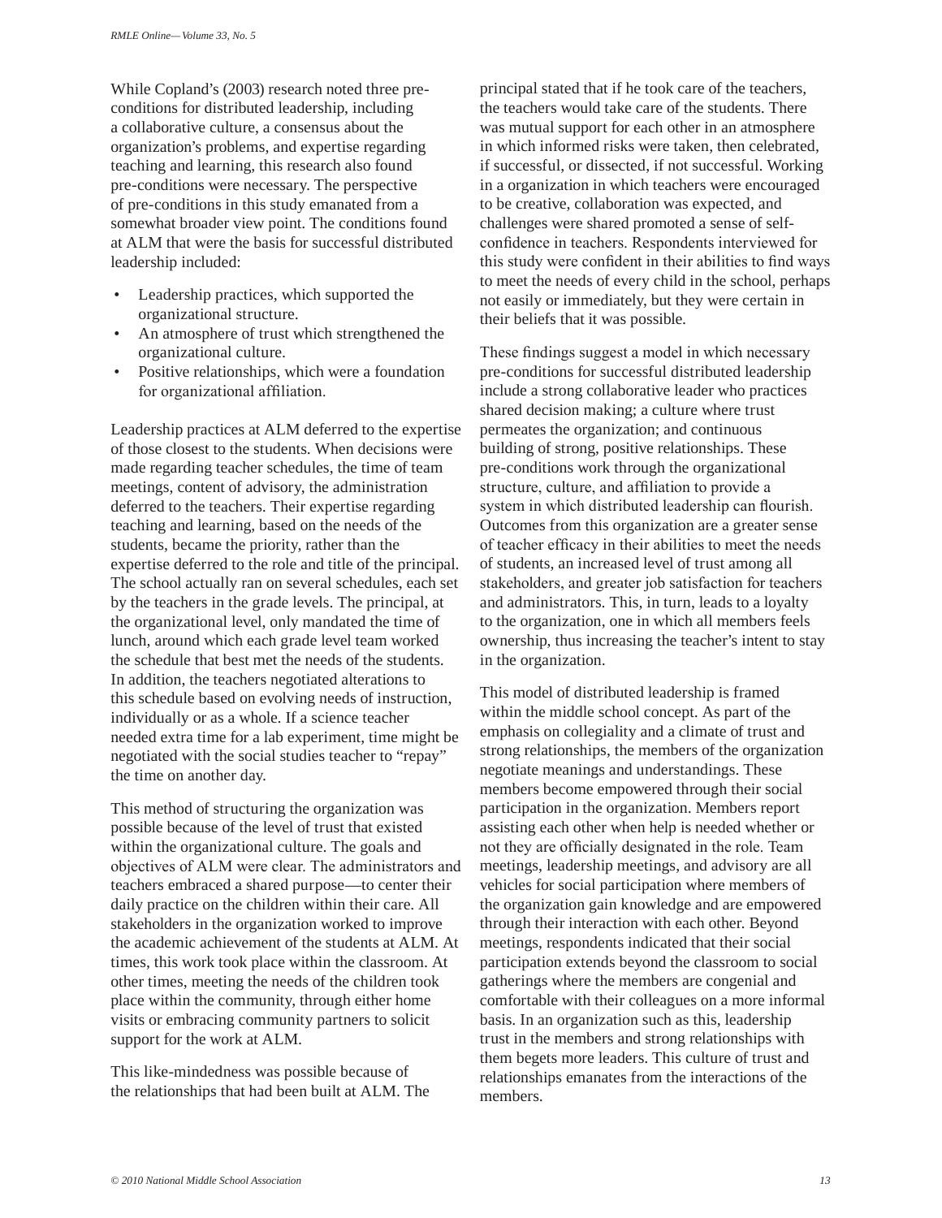While Copland's (2003) research noted three pre-conditions for distributed leadership, including a collaborative culture, a consensus about the organization's problems, and expertise regarding teaching and learning, this research also found pre-conditions were necessary. The perspective of pre-conditions in this study emanated from a somewhat broader view point. The conditions found at ALM that were the basis for successful distributed leadership included:

- Leadership practices, which supported the organizational structure.
- An atmosphere of trust which strengthened the organizational culture.
- Positive relationships, which were a foundation for organizational affiliation.

Leadership practices at ALM deferred to the expertise of those closest to the students. When decisions were made regarding teacher schedules, the time of team meetings, content of advisory, the administration deferred to the teachers. Their expertise regarding teaching and learning, based on the needs of the students, became the priority, rather than the expertise deferred to the role and title of the principal. The school actually ran on several schedules, each set by the teachers in the grade levels. The principal, at the organizational level, only mandated the time of lunch, around which each grade level team worked the schedule that best met the needs of the students. In addition, the teachers negotiated alterations to this schedule based on evolving needs of instruction, individually or as a whole. If a science teacher needed extra time for a lab experiment, time might be negotiated with the social studies teacher to "repay" the time on another day.

This method of structuring the organization was possible because of the level of trust that existed within the organizational culture. The goals and objectives of ALM were clear. The administrators and teachers embraced a shared purpose—to center their daily practice on the children within their care. All stakeholders in the organization worked to improve the academic achievement of the students at ALM. At times, this work took place within the classroom. At other times, meeting the needs of the children took place within the community, through either home visits or embracing community partners to solicit support for the work at ALM.

This like-mindedness was possible because of the relationships that had been built at ALM. The principal stated that if he took care of the teachers, the teachers would take care of the students. There was mutual support for each other in an atmosphere in which informed risks were taken, then celebrated, if successful, or dissected, if not successful. Working in a organization in which teachers were encouraged to be creative, collaboration was expected, and challenges were shared promoted a sense of self-confidence in teachers. Respondents interviewed for this study were confident in their abilities to find ways to meet the needs of every child in the school, perhaps not easily or immediately, but they were certain in their beliefs that it was possible.

These findings suggest a model in which necessary pre-conditions for successful distributed leadership include a strong collaborative leader who practices shared decision making; a culture where trust permeates the organization; and continuous building of strong, positive relationships. These pre-conditions work through the organizational structure, culture, and affiliation to provide a system in which distributed leadership can flourish. Outcomes from this organization are a greater sense of teacher efficacy in their abilities to meet the needs of students, an increased level of trust among all stakeholders, and greater job satisfaction for teachers and administrators. This, in turn, leads to a loyalty to the organization, one in which all members feels ownership, thus increasing the teacher's intent to stay in the organization.

This model of distributed leadership is framed within the middle school concept. As part of the emphasis on collegiality and a climate of trust and strong relationships, the members of the organization negotiate meanings and understandings. These members become empowered through their social participation in the organization. Members report assisting each other when help is needed whether or not they are officially designated in the role. Team meetings, leadership meetings, and advisory are all vehicles for social participation where members of the organization gain knowledge and are empowered through their interaction with each other. Beyond meetings, respondents indicated that their social participation extends beyond the classroom to social gatherings where the members are congenial and comfortable with their colleagues on a more informal basis. In an organization such as this, leadership trust in the members and strong relationships with them begets more leaders. This culture of trust and relationships emanates from the interactions of the members.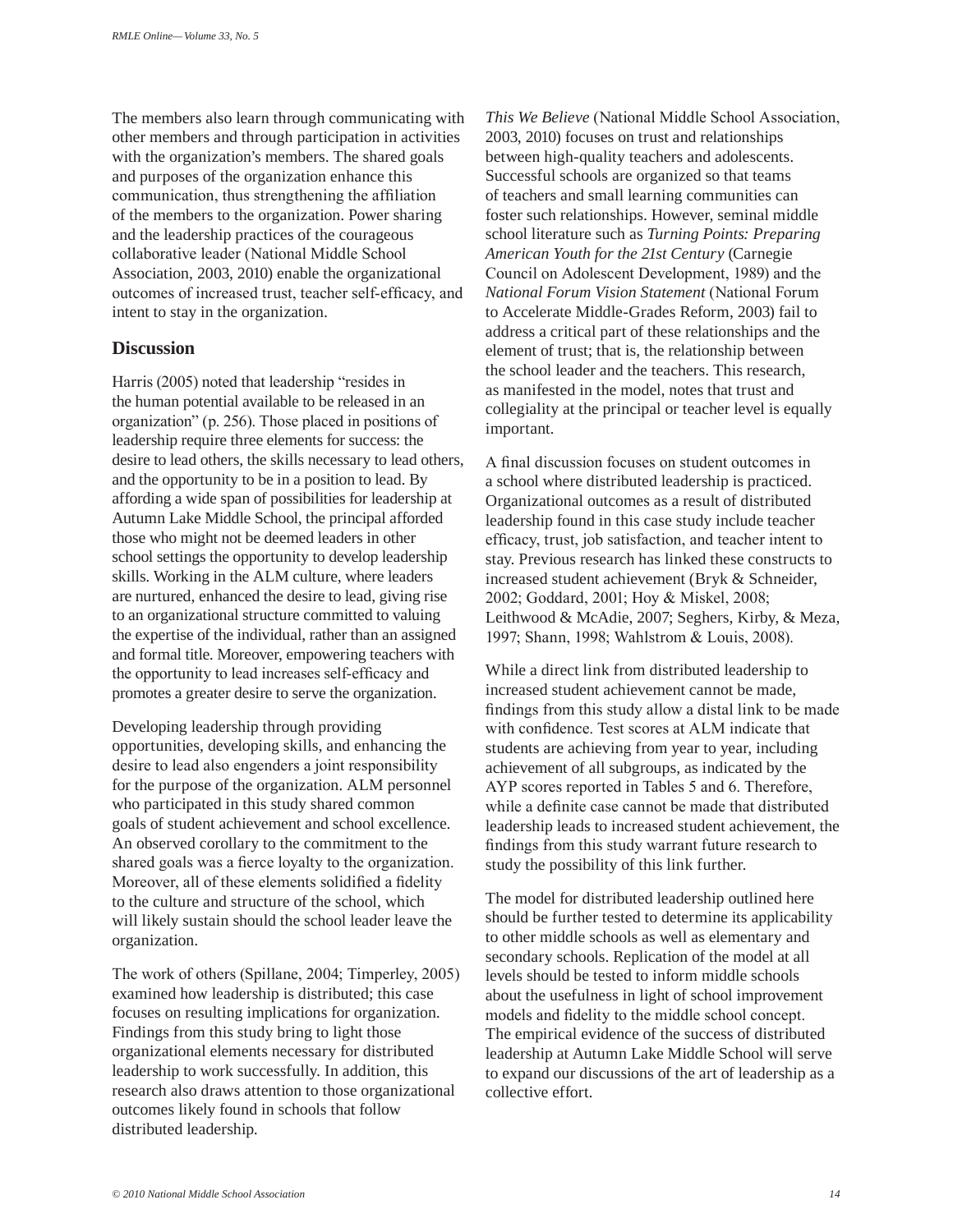The members also learn through communicating with other members and through participation in activities with the organization's members. The shared goals and purposes of the organization enhance this communication, thus strengthening the affiliation of the members to the organization. Power sharing and the leadership practices of the courageous collaborative leader (National Middle School Association, 2003, 2010) enable the organizational outcomes of increased trust, teacher self-efficacy, and intent to stay in the organization.

## Discussion

Harris (2005) noted that leadership "resides in the human potential available to be released in an organization" (p. 256). Those placed in positions of leadership require three elements for success: the desire to lead others, the skills necessary to lead others, and the opportunity to be in a position to lead. By affording a wide span of possibilities for leadership at Autumn Lake Middle School, the principal afforded those who might not be deemed leaders in other school settings the opportunity to develop leadership skills. Working in the ALM culture, where leaders are nurtured, enhanced the desire to lead, giving rise to an organizational structure committed to valuing the expertise of the individual, rather than an assigned and formal title. Moreover, empowering teachers with the opportunity to lead increases self-efficacy and promotes a greater desire to serve the organization.

Developing leadership through providing opportunities, developing skills, and enhancing the desire to lead also engenders a joint responsibility for the purpose of the organization. ALM personnel who participated in this study shared common goals of student achievement and school excellence. An observed corollary to the commitment to the shared goals was a fierce loyalty to the organization. Moreover, all of these elements solidified a fidelity to the culture and structure of the school, which will likely sustain should the school leader leave the organization.

The work of others (Spillane, 2004; Timperley, 2005) examined how leadership is distributed; this case focuses on resulting implications for organization. Findings from this study bring to light those organizational elements necessary for distributed leadership to work successfully. In addition, this research also draws attention to those organizational outcomes likely found in schools that follow distributed leadership.

*This We Believe* (National Middle School Association, 2003, 2010) focuses on trust and relationships between high-quality teachers and adolescents. Successful schools are organized so that teams of teachers and small learning communities can foster such relationships. However, seminal middle school literature such as *Turning Points: Preparing American Youth for the 21st Century* (Carnegie Council on Adolescent Development, 1989) and the *National Forum Vision Statement* (National Forum to Accelerate Middle-Grades Reform, 2003) fail to address a critical part of these relationships and the element of trust; that is, the relationship between the school leader and the teachers. This research, as manifested in the model, notes that trust and collegiality at the principal or teacher level is equally important.

A final discussion focuses on student outcomes in a school where distributed leadership is practiced. Organizational outcomes as a result of distributed leadership found in this case study include teacher efficacy, trust, job satisfaction, and teacher intent to stay. Previous research has linked these constructs to increased student achievement (Bryk & Schneider, 2002; Goddard, 2001; Hoy & Miskel, 2008; Leithwood & McAdie, 2007; Seghers, Kirby, & Meza, 1997; Shann, 1998; Wahlstrom & Louis, 2008).

While a direct link from distributed leadership to increased student achievement cannot be made, findings from this study allow a distal link to be made with confidence. Test scores at ALM indicate that students are achieving from year to year, including achievement of all subgroups, as indicated by the AYP scores reported in Tables 5 and 6. Therefore, while a definite case cannot be made that distributed leadership leads to increased student achievement, the findings from this study warrant future research to study the possibility of this link further.

The model for distributed leadership outlined here should be further tested to determine its applicability to other middle schools as well as elementary and secondary schools. Replication of the model at all levels should be tested to inform middle schools about the usefulness in light of school improvement models and fidelity to the middle school concept. The empirical evidence of the success of distributed leadership at Autumn Lake Middle School will serve to expand our discussions of the art of leadership as a collective effort.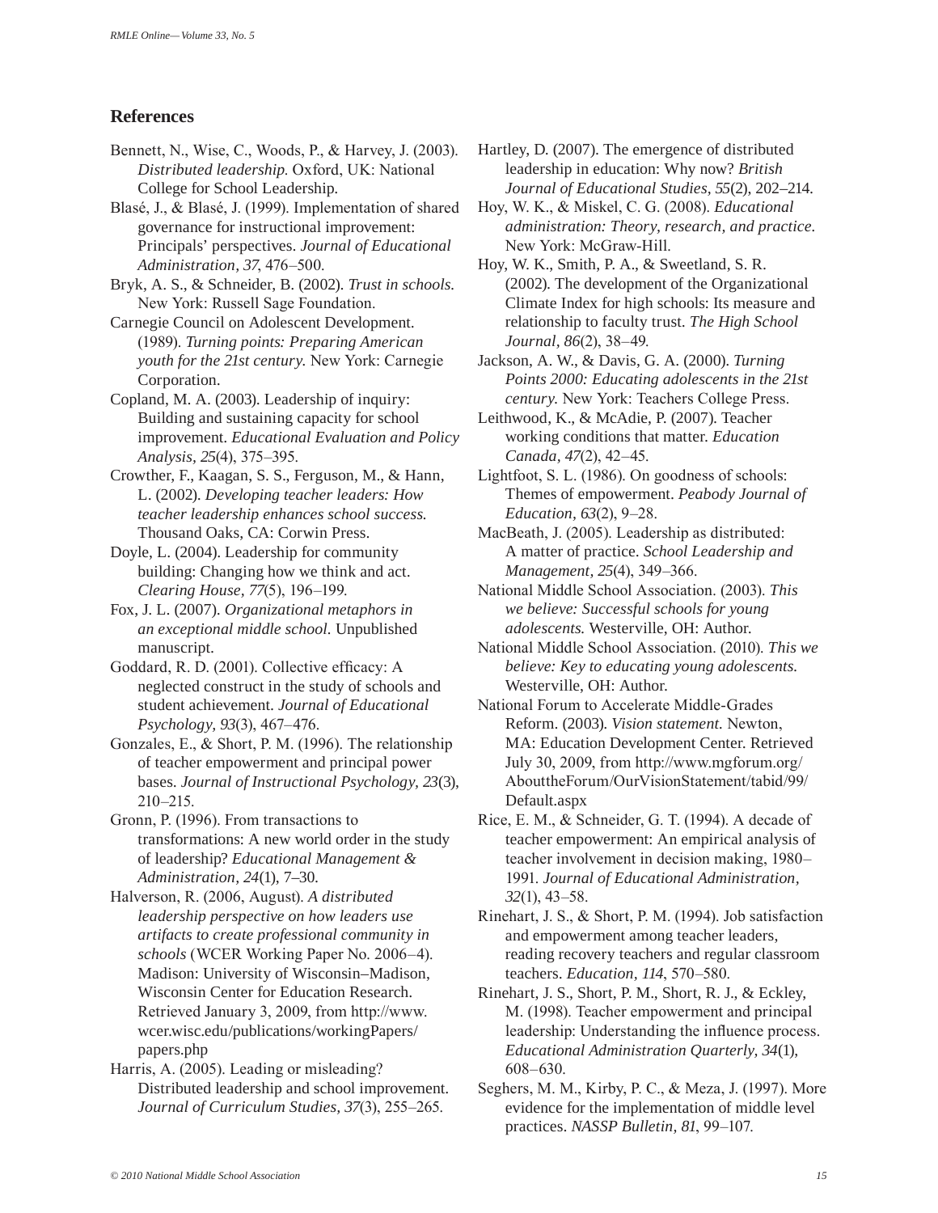## References

Bennett, N., Wise, C., Woods, P., & Harvey, J. (2003). *Distributed leadership.* Oxford, UK: National College for School Leadership.

Blasé, J., & Blasé, J. (1999). Implementation of shared governance for instructional improvement: Principals' perspectives. *Journal of Educational Administration, 37*, 476–500.

Bryk, A. S., & Schneider, B. (2002). *Trust in schools.* New York: Russell Sage Foundation.

Carnegie Council on Adolescent Development. (1989). *Turning points: Preparing American youth for the 21st century.* New York: Carnegie Corporation.

Copland, M. A. (2003). Leadership of inquiry: Building and sustaining capacity for school improvement. *Educational Evaluation and Policy Analysis, 25*(4), 375–395.

Crowther, F., Kaagan, S. S., Ferguson, M., & Hann, L. (2002). *Developing teacher leaders: How teacher leadership enhances school success.* Thousand Oaks, CA: Corwin Press.

Doyle, L. (2004). Leadership for community building: Changing how we think and act. *Clearing House, 77*(5), 196–199.

Fox, J. L. (2007). *Organizational metaphors in an exceptional middle school.* Unpublished manuscript.

Goddard, R. D. (2001). Collective efficacy: A neglected construct in the study of schools and student achievement. *Journal of Educational Psychology, 93*(3), 467–476.

Gonzales, E., & Short, P. M. (1996). The relationship of teacher empowerment and principal power bases. *Journal of Instructional Psychology, 23*(3), 210–215.

Gronn, P. (1996). From transactions to transformations: A new world order in the study of leadership? *Educational Management & Administration, 24*(1), 7–30.

Halverson, R. (2006, August). *A distributed leadership perspective on how leaders use artifacts to create professional community in schools* (WCER Working Paper No. 2006–4). Madison: University of Wisconsin–Madison, Wisconsin Center for Education Research. Retrieved January 3, 2009, from http://www.wcer.wisc.edu/publications/workingPapers/papers.php

Harris, A. (2005). Leading or misleading? Distributed leadership and school improvement. *Journal of Curriculum Studies, 37*(3), 255–265.

Hartley, D. (2007). The emergence of distributed leadership in education: Why now? *British Journal of Educational Studies, 55*(2), 202–214.

Hoy, W. K., & Miskel, C. G. (2008). *Educational administration: Theory, research, and practice.* New York: McGraw-Hill.

Hoy, W. K., Smith, P. A., & Sweetland, S. R. (2002). The development of the Organizational Climate Index for high schools: Its measure and relationship to faculty trust. *The High School Journal, 86*(2), 38–49.

Jackson, A. W., & Davis, G. A. (2000). *Turning Points 2000: Educating adolescents in the 21st century.* New York: Teachers College Press.

Leithwood, K., & McAdie, P. (2007). Teacher working conditions that matter. *Education Canada, 47*(2), 42–45.

Lightfoot, S. L. (1986). On goodness of schools: Themes of empowerment. *Peabody Journal of Education, 63*(2), 9–28.

MacBeath, J. (2005). Leadership as distributed: A matter of practice. *School Leadership and Management, 25*(4), 349–366.

National Middle School Association. (2003). *This we believe: Successful schools for young adolescents.* Westerville, OH: Author.

National Middle School Association. (2010). *This we believe: Key to educating young adolescents.* Westerville, OH: Author.

National Forum to Accelerate Middle-Grades Reform. (2003). *Vision statement.* Newton, MA: Education Development Center. Retrieved July 30, 2009, from http://www.mgforum.org/AbouttheForum/OurVisionStatement/tabid/99/Default.aspx

Rice, E. M., & Schneider, G. T. (1994). A decade of teacher empowerment: An empirical analysis of teacher involvement in decision making, 1980–1991. *Journal of Educational Administration, 32*(1), 43–58.

Rinehart, J. S., & Short, P. M. (1994). Job satisfaction and empowerment among teacher leaders, reading recovery teachers and regular classroom teachers. *Education, 114*, 570–580.

Rinehart, J. S., Short, P. M., Short, R. J., & Eckley, M. (1998). Teacher empowerment and principal leadership: Understanding the influence process. *Educational Administration Quarterly, 34*(1), 608–630.

Seghers, M. M., Kirby, P. C., & Meza, J. (1997). More evidence for the implementation of middle level practices. *NASSP Bulletin, 81*, 99–107.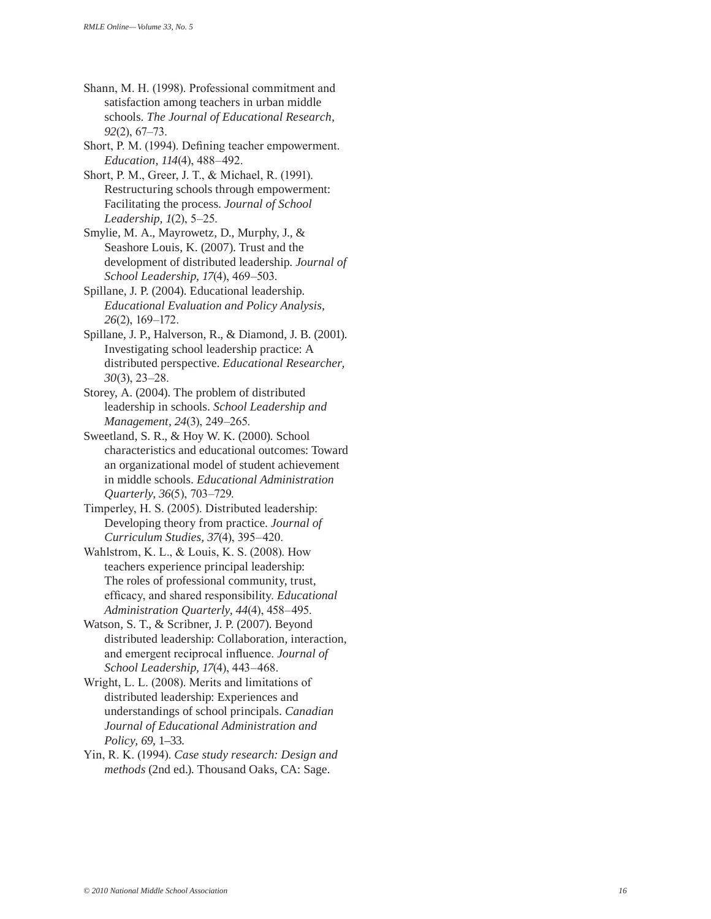Shann, M. H. (1998). Professional commitment and satisfaction among teachers in urban middle schools. *The Journal of Educational Research, 92*(2), 67–73.

Short, P. M. (1994). Defining teacher empowerment. *Education, 114*(4), 488–492.

Short, P. M., Greer, J. T., & Michael, R. (1991). Restructuring schools through empowerment: Facilitating the process. *Journal of School Leadership, 1*(2), 5–25.

Smylie, M. A., Mayrowetz, D., Murphy, J., & Seashore Louis, K. (2007). Trust and the development of distributed leadership. *Journal of School Leadership, 17*(4), 469–503.

Spillane, J. P. (2004). Educational leadership. *Educational Evaluation and Policy Analysis, 26*(2), 169–172.

Spillane, J. P., Halverson, R., & Diamond, J. B. (2001). Investigating school leadership practice: A distributed perspective. *Educational Researcher, 30*(3), 23–28.

Storey, A. (2004). The problem of distributed leadership in schools. *School Leadership and Management, 24*(3), 249–265.

Sweetland, S. R., & Hoy W. K. (2000). School characteristics and educational outcomes: Toward an organizational model of student achievement in middle schools. *Educational Administration Quarterly, 36*(5), 703–729.

Timperley, H. S. (2005). Distributed leadership: Developing theory from practice. *Journal of Curriculum Studies, 37*(4), 395–420.

Wahlstrom, K. L., & Louis, K. S. (2008). How teachers experience principal leadership: The roles of professional community, trust, efficacy, and shared responsibility. *Educational Administration Quarterly, 44*(4), 458–495.

Watson, S. T., & Scribner, J. P. (2007). Beyond distributed leadership: Collaboration, interaction, and emergent reciprocal influence. *Journal of School Leadership, 17*(4), 443–468.

Wright, L. L. (2008). Merits and limitations of distributed leadership: Experiences and understandings of school principals. *Canadian Journal of Educational Administration and Policy, 69*, 1–33.

Yin, R. K. (1994). *Case study research: Design and methods* (2nd ed.). Thousand Oaks, CA: Sage.